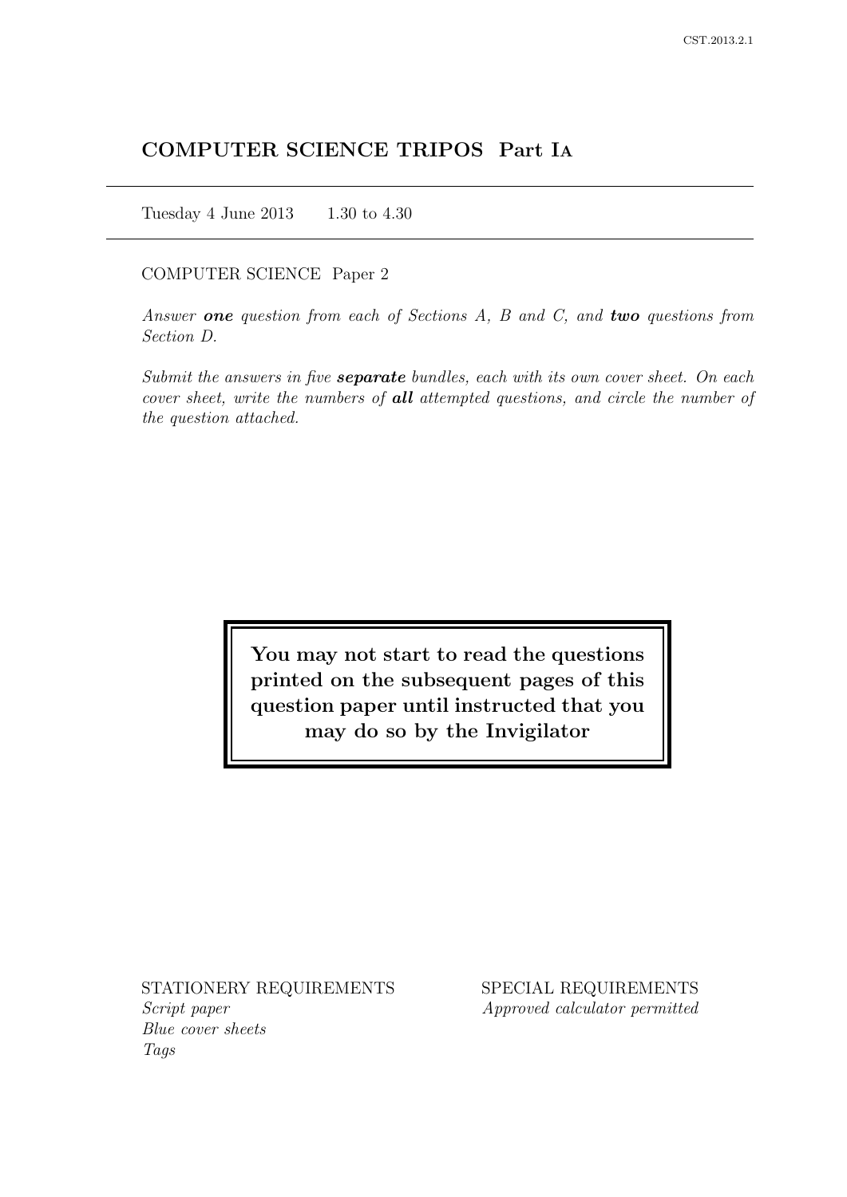# COMPUTER SCIENCE TRIPOS Part IA

Tuesday 4 June 2013 1.30 to 4.30

COMPUTER SCIENCE Paper 2

*Answer **one** question from each of Sections A, B and C, and **two** questions from Section D.*

*Submit the answers in five **separate** bundles, each with its own cover sheet. On each cover sheet, write the numbers of **all** attempted questions, and circle the number of the question attached.*

**You may not start to read the questions printed on the subsequent pages of this question paper until instructed that you may do so by the Invigilator**

STATIONERY REQUIREMENTS
*Script paper*
*Blue cover sheets*
*Tags*

SPECIAL REQUIREMENTS
*Approved calculator permitted*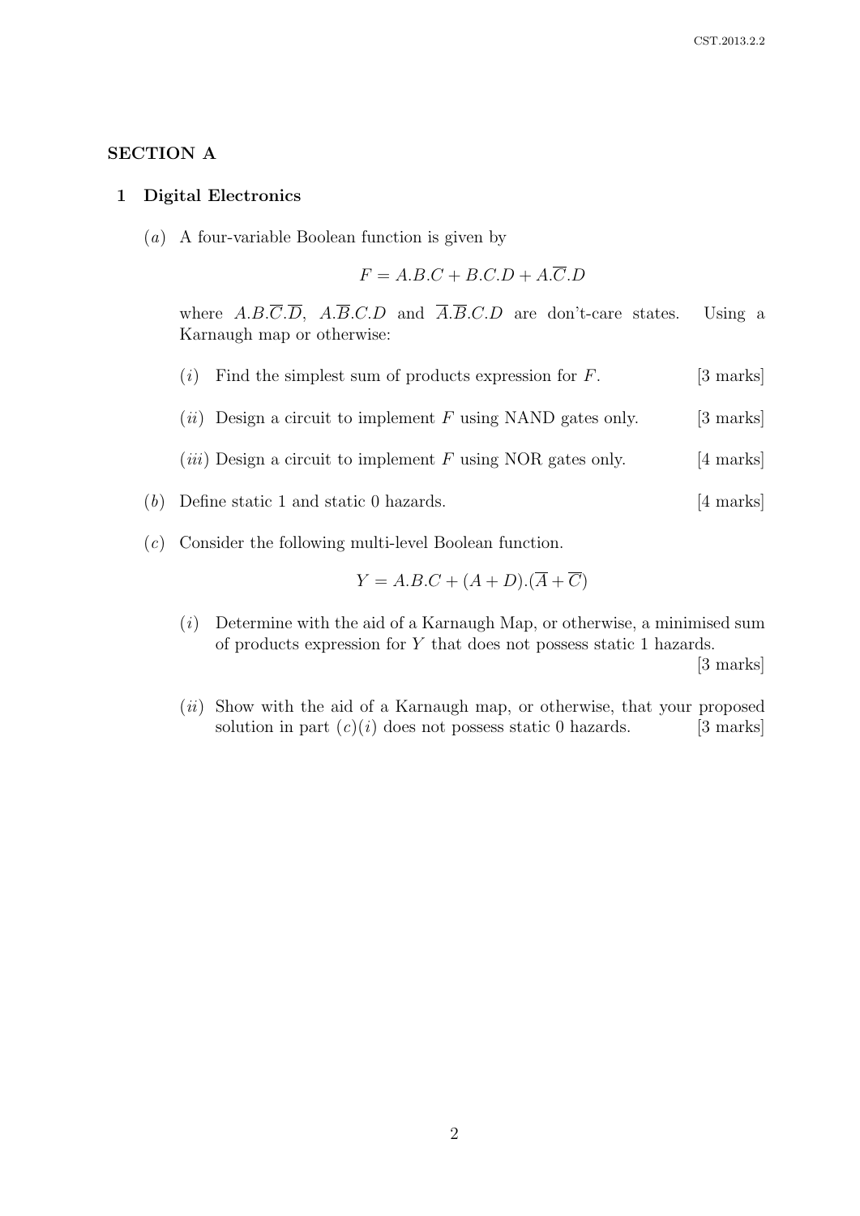## SECTION A

### 1 Digital Electronics

(*a*) A four-variable Boolean function is given by

$$F = A.B.C + B.C.D + A.\overline{C}.D$$

where $A.B.\overline{C}.\overline{D}$, $A.\overline{B}.C.D$ and $\overline{A}.\overline{B}.C.D$ are don't-care states. Using a Karnaugh map or otherwise:

- (*i*) Find the simplest sum of products expression for $F$. [3 marks]
- (*ii*) Design a circuit to implement $F$ using NAND gates only. [3 marks]
- (*iii*) Design a circuit to implement $F$ using NOR gates only. [4 marks]

(*b*) Define static 1 and static 0 hazards. [4 marks]

(*c*) Consider the following multi-level Boolean function.

$$Y = A.B.C + (A + D).(\overline{A} + \overline{C})$$

- (*i*) Determine with the aid of a Karnaugh Map, or otherwise, a minimised sum of products expression for $Y$ that does not possess static 1 hazards. [3 marks]
- (*ii*) Show with the aid of a Karnaugh map, or otherwise, that your proposed solution in part (*c*)(*i*) does not possess static 0 hazards. [3 marks]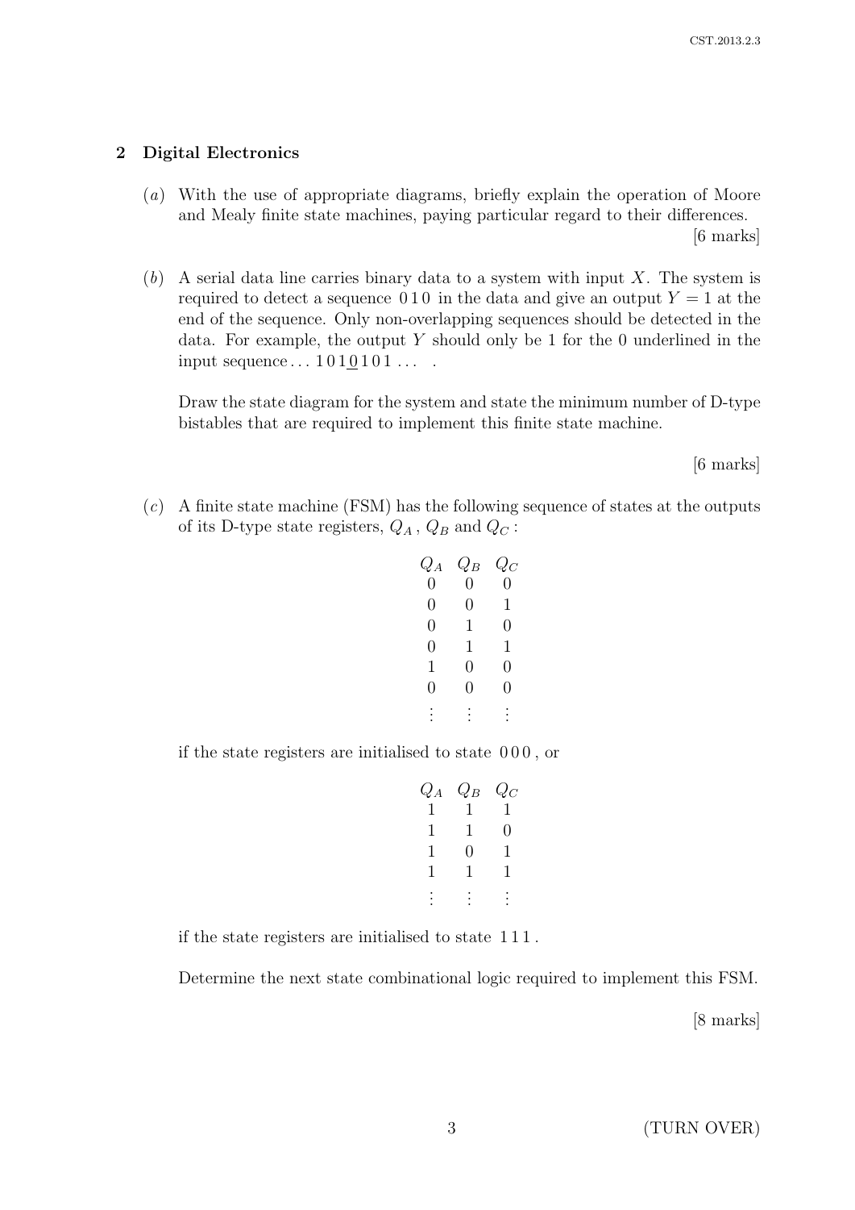## 2 Digital Electronics

(*a*) With the use of appropriate diagrams, briefly explain the operation of Moore and Mealy finite state machines, paying particular regard to their differences.

[6 marks]

(*b*) A serial data line carries binary data to a system with input $X$. The system is required to detect a sequence $0\,1\,0$ in the data and give an output $Y = 1$ at the end of the sequence. Only non-overlapping sequences should be detected in the data. For example, the output $Y$ should only be 1 for the 0 underlined in the input sequence $\ldots\ 1\,0\,1\,\underline{0}\,1\,0\,1\ \ldots$ .

Draw the state diagram for the system and state the minimum number of D-type bistables that are required to implement this finite state machine.

[6 marks]

(*c*) A finite state machine (FSM) has the following sequence of states at the outputs of its D-type state registers, $Q_A$, $Q_B$ and $Q_C$ :

| $Q_A$ | $Q_B$ | $Q_C$ |
|---|---|---|
| 0 | 0 | 0 |
| 0 | 0 | 1 |
| 0 | 1 | 0 |
| 0 | 1 | 1 |
| 1 | 0 | 0 |
| 0 | 0 | 0 |
| ⋮ | ⋮ | ⋮ |

if the state registers are initialised to state $0\,0\,0$ , or

| $Q_A$ | $Q_B$ | $Q_C$ |
|---|---|---|
| 1 | 1 | 1 |
| 1 | 1 | 0 |
| 1 | 0 | 1 |
| 1 | 1 | 1 |
| ⋮ | ⋮ | ⋮ |

if the state registers are initialised to state $1\,1\,1$ .

Determine the next state combinational logic required to implement this FSM.

[8 marks]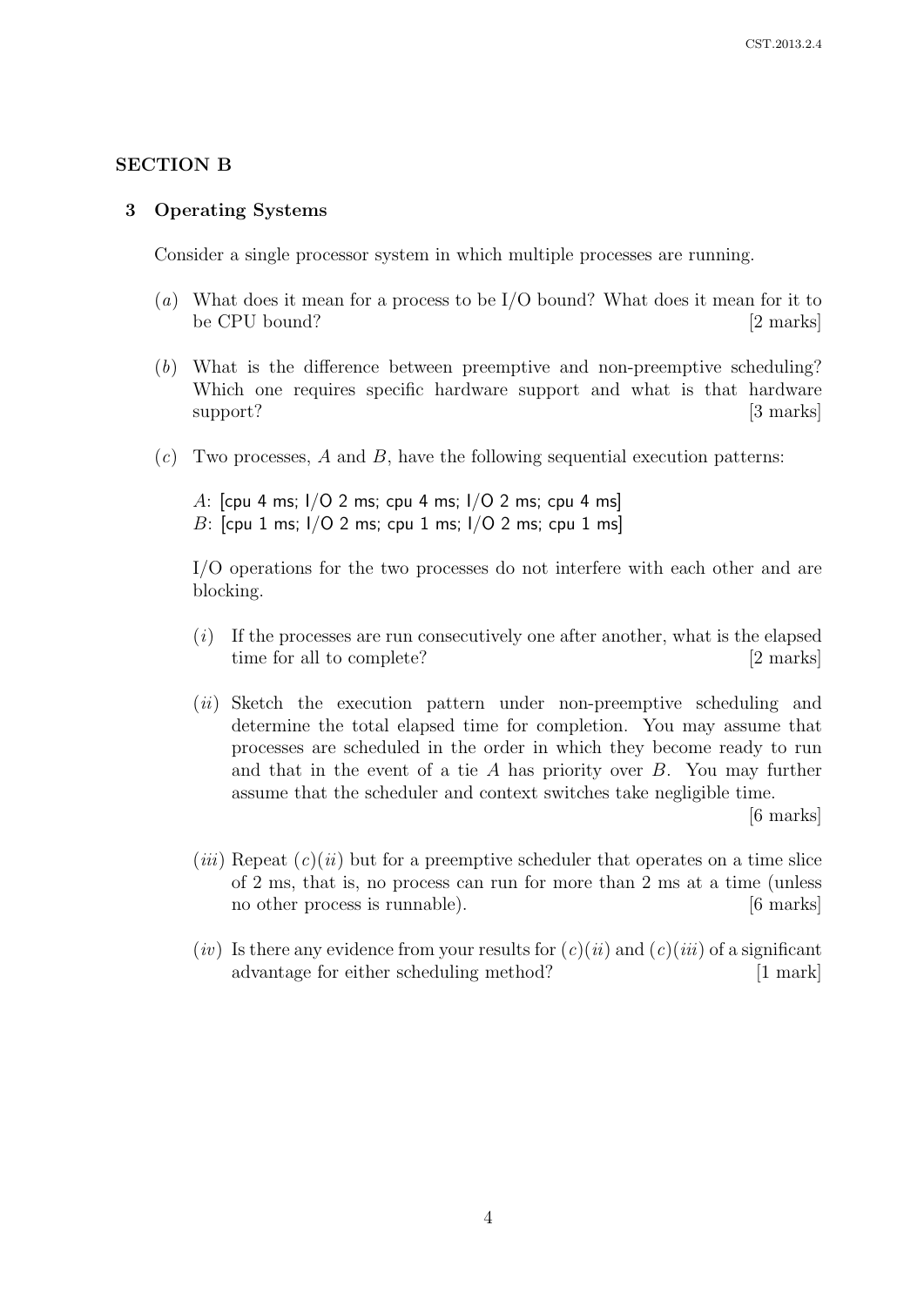## SECTION B

### 3 Operating Systems

Consider a single processor system in which multiple processes are running.

(*a*) What does it mean for a process to be I/O bound? What does it mean for it to be CPU bound? [2 marks]

(*b*) What is the difference between preemptive and non-preemptive scheduling? Which one requires specific hardware support and what is that hardware support? [3 marks]

(*c*) Two processes, *A* and *B*, have the following sequential execution patterns:

*A*: [cpu 4 ms; I/O 2 ms; cpu 4 ms; I/O 2 ms; cpu 4 ms]
*B*: [cpu 1 ms; I/O 2 ms; cpu 1 ms; I/O 2 ms; cpu 1 ms]

I/O operations for the two processes do not interfere with each other and are blocking.

(*i*) If the processes are run consecutively one after another, what is the elapsed time for all to complete? [2 marks]

(*ii*) Sketch the execution pattern under non-preemptive scheduling and determine the total elapsed time for completion. You may assume that processes are scheduled in the order in which they become ready to run and that in the event of a tie *A* has priority over *B*. You may further assume that the scheduler and context switches take negligible time. [6 marks]

(*iii*) Repeat (*c*)(*ii*) but for a preemptive scheduler that operates on a time slice of 2 ms, that is, no process can run for more than 2 ms at a time (unless no other process is runnable). [6 marks]

(*iv*) Is there any evidence from your results for (*c*)(*ii*) and (*c*)(*iii*) of a significant advantage for either scheduling method? [1 mark]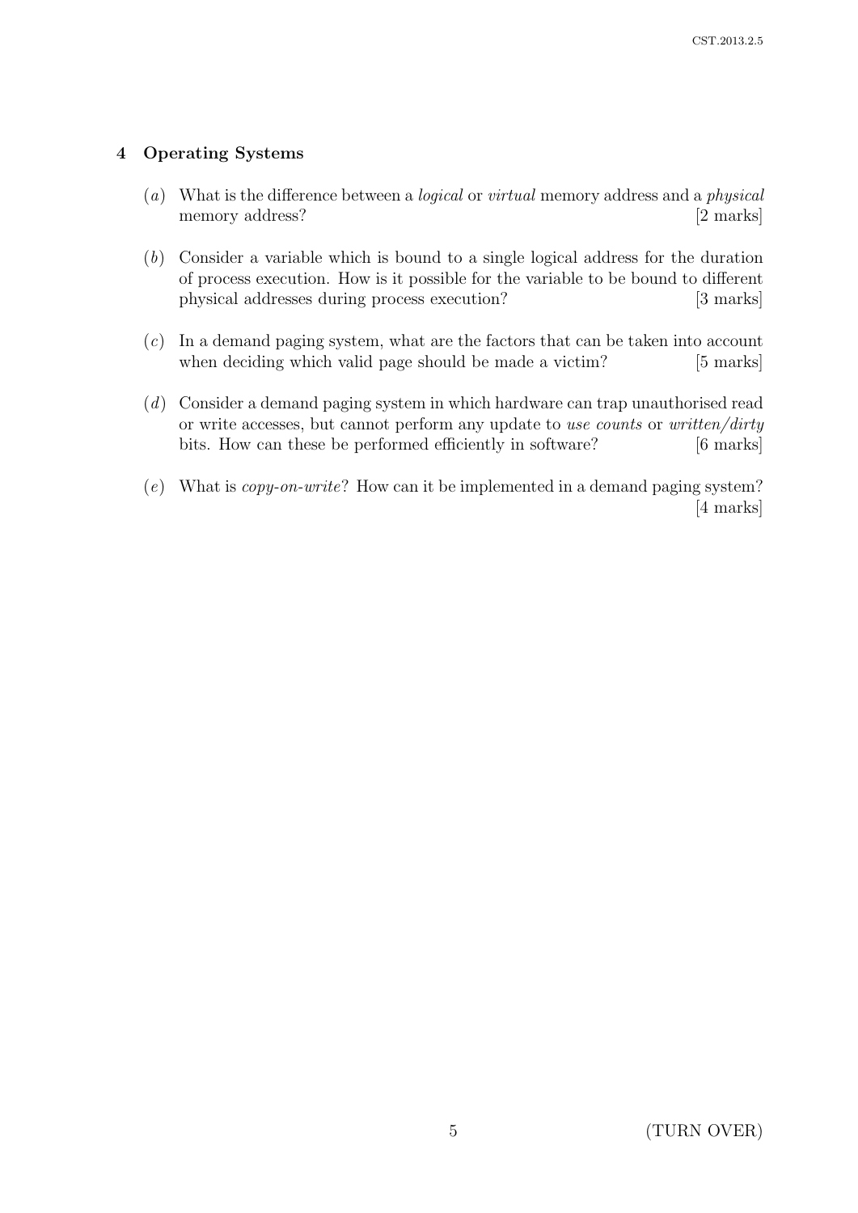## 4 Operating Systems

(*a*) What is the difference between a *logical* or *virtual* memory address and a *physical* memory address? [2 marks]

(*b*) Consider a variable which is bound to a single logical address for the duration of process execution. How is it possible for the variable to be bound to different physical addresses during process execution? [3 marks]

(*c*) In a demand paging system, what are the factors that can be taken into account when deciding which valid page should be made a victim? [5 marks]

(*d*) Consider a demand paging system in which hardware can trap unauthorised read or write accesses, but cannot perform any update to *use counts* or *written/dirty* bits. How can these be performed efficiently in software? [6 marks]

(*e*) What is *copy-on-write*? How can it be implemented in a demand paging system? [4 marks]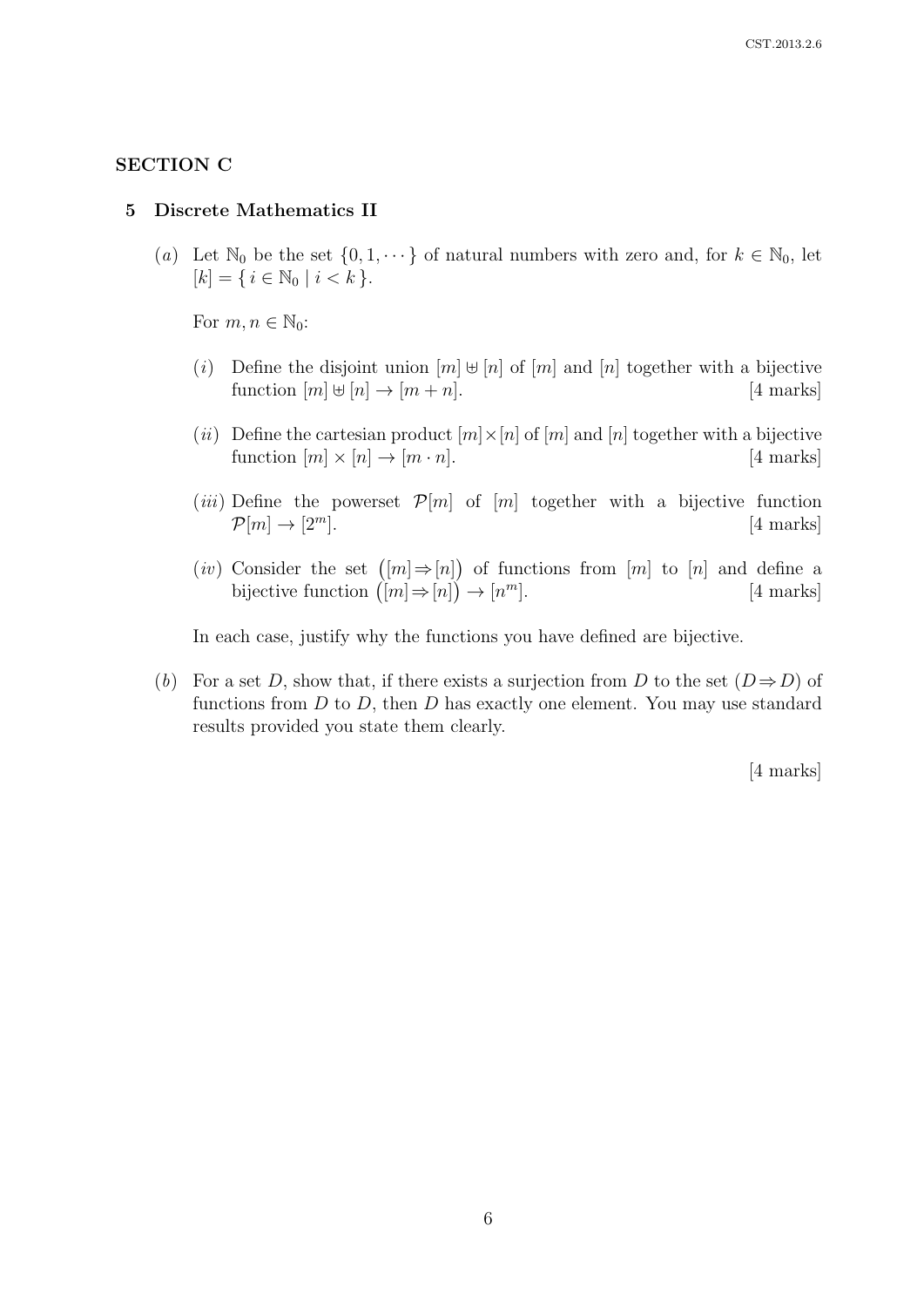## SECTION C

### 5 Discrete Mathematics II

(*a*) Let $\mathbb{N}_0$ be the set $\{0, 1, \cdots\}$ of natural numbers with zero and, for $k \in \mathbb{N}_0$, let $[k] = \{ i \in \mathbb{N}_0 \mid i < k \}$.

For $m, n \in \mathbb{N}_0$:

(*i*) Define the disjoint union $[m] \uplus [n]$ of $[m]$ and $[n]$ together with a bijective function $[m] \uplus [n] \to [m + n]$. [4 marks]

(*ii*) Define the cartesian product $[m] \times [n]$ of $[m]$ and $[n]$ together with a bijective function $[m] \times [n] \to [m \cdot n]$. [4 marks]

(*iii*) Define the powerset $\mathcal{P}[m]$ of $[m]$ together with a bijective function $\mathcal{P}[m] \to [2^m]$. [4 marks]

(*iv*) Consider the set $\big([m] \Rightarrow [n]\big)$ of functions from $[m]$ to $[n]$ and define a bijective function $\big([m] \Rightarrow [n]\big) \to [n^m]$. [4 marks]

In each case, justify why the functions you have defined are bijective.

(*b*) For a set $D$, show that, if there exists a surjection from $D$ to the set $(D \Rightarrow D)$ of functions from $D$ to $D$, then $D$ has exactly one element. You may use standard results provided you state them clearly.

[4 marks]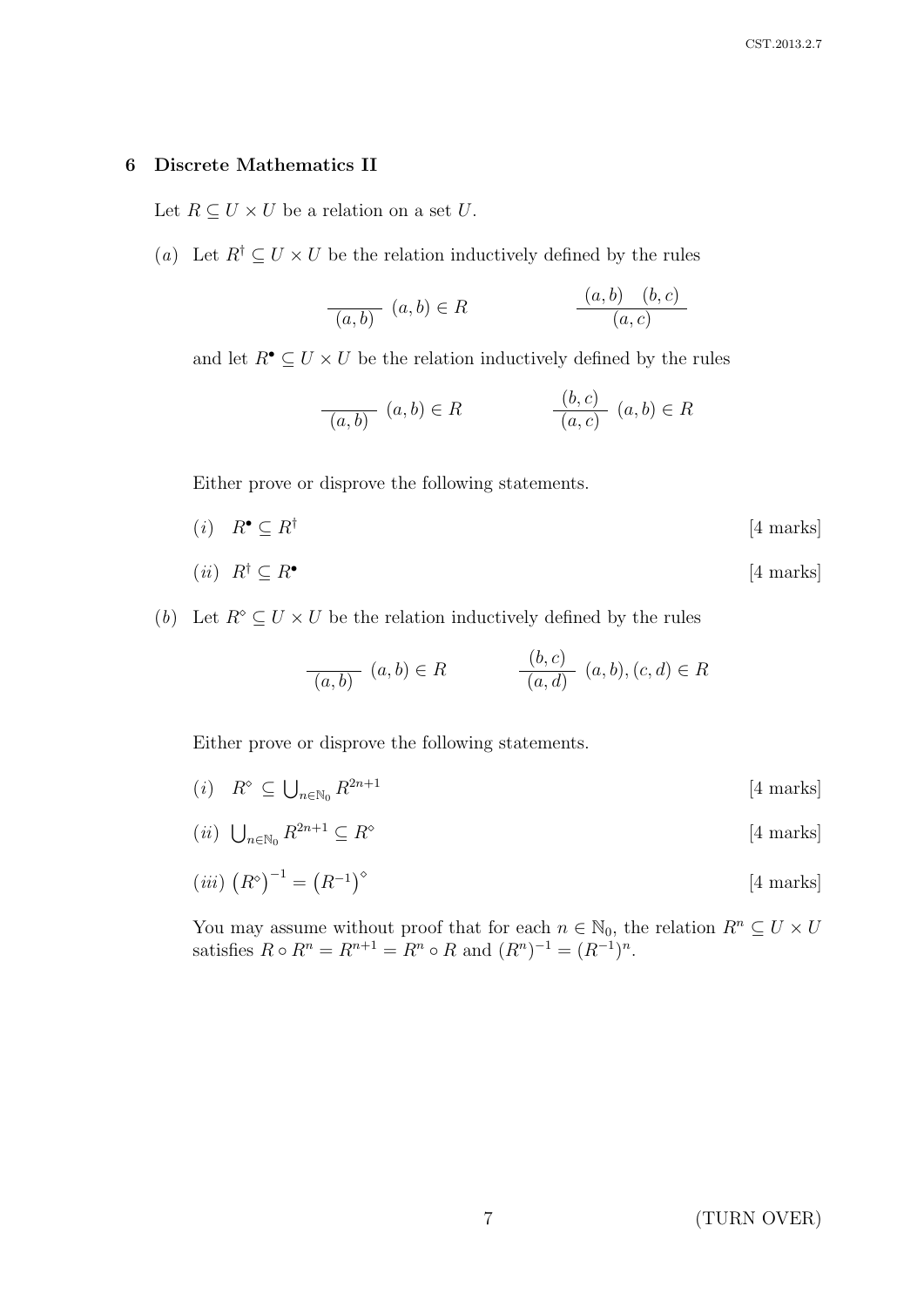## 6 Discrete Mathematics II

Let $R \subseteq U \times U$ be a relation on a set $U$.

(*a*) Let $R^\dagger \subseteq U \times U$ be the relation inductively defined by the rules

$$\frac{}{(a,b)}\ (a,b) \in R \qquad\qquad \frac{(a,b) \quad (b,c)}{(a,c)}$$

and let $R^\bullet \subseteq U \times U$ be the relation inductively defined by the rules

$$\frac{}{(a,b)}\ (a,b) \in R \qquad\qquad \frac{(b,c)}{(a,c)}\ (a,b) \in R$$

Either prove or disprove the following statements.

(*i*) $R^\bullet \subseteq R^\dagger$ [4 marks]

(*ii*) $R^\dagger \subseteq R^\bullet$ [4 marks]

(*b*) Let $R^\diamond \subseteq U \times U$ be the relation inductively defined by the rules

$$\frac{}{(a,b)}\ (a,b) \in R \qquad\qquad \frac{(b,c)}{(a,d)}\ (a,b),(c,d) \in R$$

Either prove or disprove the following statements.

(*i*) $R^\diamond \subseteq \bigcup_{n \in \mathbb{N}_0} R^{2n+1}$ [4 marks]

(*ii*) $\bigcup_{n \in \mathbb{N}_0} R^{2n+1} \subseteq R^\diamond$ [4 marks]

(*iii*) $\left(R^\diamond\right)^{-1} = \left(R^{-1}\right)^\diamond$ [4 marks]

You may assume without proof that for each $n \in \mathbb{N}_0$, the relation $R^n \subseteq U \times U$ satisfies $R \circ R^n = R^{n+1} = R^n \circ R$ and $(R^n)^{-1} = (R^{-1})^n$.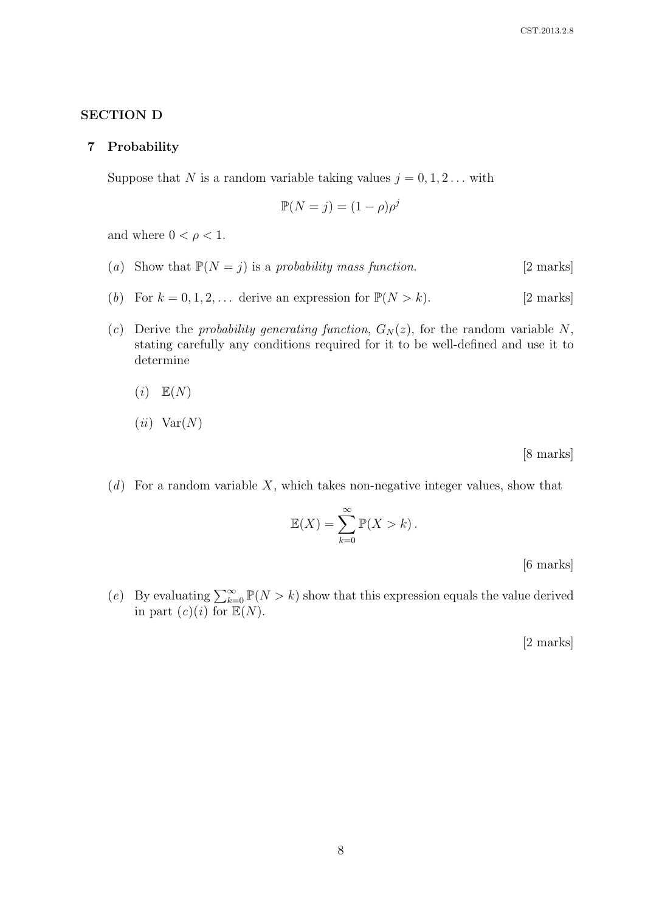## SECTION D

### 7 Probability

Suppose that $N$ is a random variable taking values $j = 0, 1, 2 \ldots$ with

$$\mathbb{P}(N = j) = (1 - \rho)\rho^j$$

and where $0 < \rho < 1$.

(*a*) Show that $\mathbb{P}(N = j)$ is a *probability mass function*. [2 marks]

(*b*) For $k = 0, 1, 2, \ldots$ derive an expression for $\mathbb{P}(N > k)$. [2 marks]

(*c*) Derive the *probability generating function*, $G_N(z)$, for the random variable $N$, stating carefully any conditions required for it to be well-defined and use it to determine

(*i*) $\mathbb{E}(N)$

(*ii*) $\mathrm{Var}(N)$

[8 marks]

(*d*) For a random variable $X$, which takes non-negative integer values, show that

$$\mathbb{E}(X) = \sum_{k=0}^{\infty} \mathbb{P}(X > k)\,.$$

[6 marks]

(*e*) By evaluating $\sum_{k=0}^{\infty} \mathbb{P}(N > k)$ show that this expression equals the value derived in part (*c*)(*i*) for $\mathbb{E}(N)$.

[2 marks]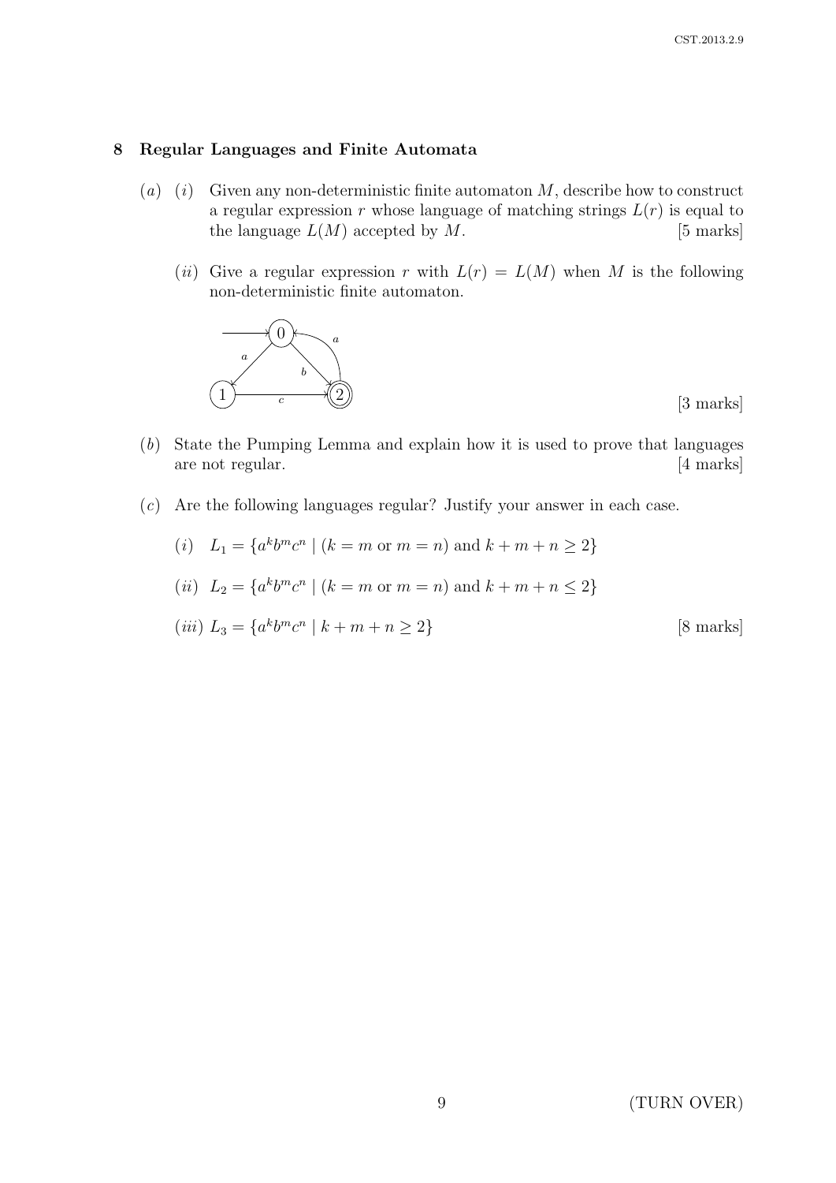## 8 Regular Languages and Finite Automata

(*a*) (*i*) Given any non-deterministic finite automaton $M$, describe how to construct a regular expression $r$ whose language of matching strings $L(r)$ is equal to the language $L(M)$ accepted by $M$. [5 marks]

(*ii*) Give a regular expression $r$ with $L(r) = L(M)$ when $M$ is the following non-deterministic finite automaton.

[3 marks]

(*b*) State the Pumping Lemma and explain how it is used to prove that languages are not regular. [4 marks]

(*c*) Are the following languages regular? Justify your answer in each case.

(*i*) $L_1 = \{a^k b^m c^n \mid (k = m \text{ or } m = n) \text{ and } k + m + n \geq 2\}$

(*ii*) $L_2 = \{a^k b^m c^n \mid (k = m \text{ or } m = n) \text{ and } k + m + n \leq 2\}$

(*iii*) $L_3 = \{a^k b^m c^n \mid k + m + n \geq 2\}$ [8 marks]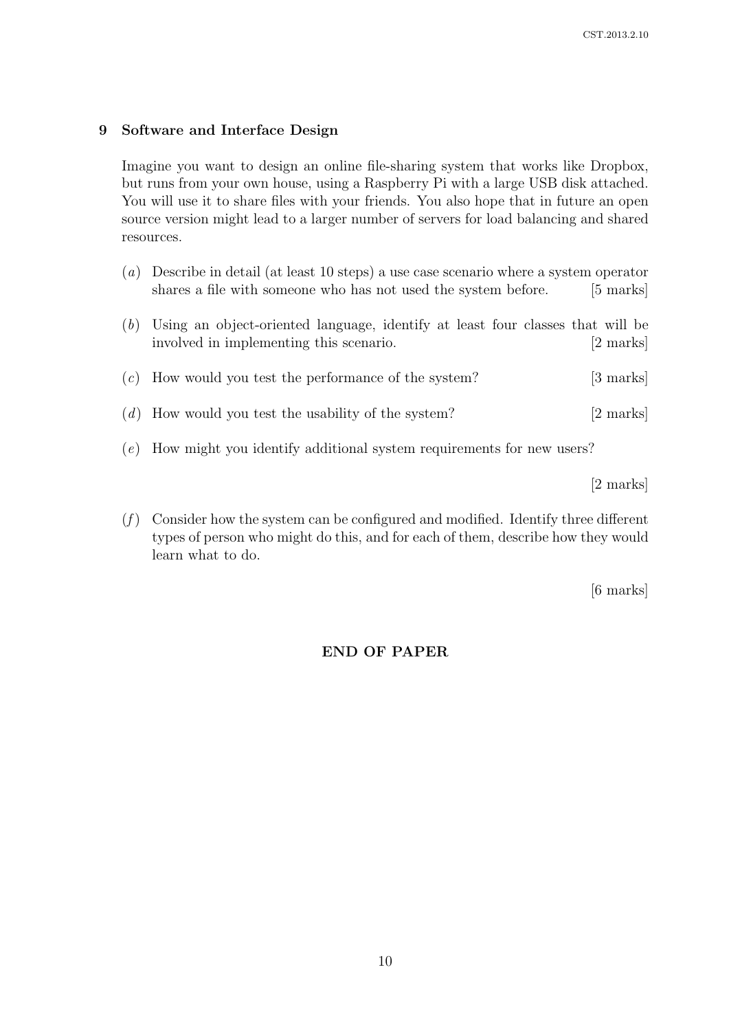## 9 Software and Interface Design

Imagine you want to design an online file-sharing system that works like Dropbox, but runs from your own house, using a Raspberry Pi with a large USB disk attached. You will use it to share files with your friends. You also hope that in future an open source version might lead to a larger number of servers for load balancing and shared resources.

(*a*) Describe in detail (at least 10 steps) a use case scenario where a system operator shares a file with someone who has not used the system before. [5 marks]

(*b*) Using an object-oriented language, identify at least four classes that will be involved in implementing this scenario. [2 marks]

(*c*) How would you test the performance of the system? [3 marks]

(*d*) How would you test the usability of the system? [2 marks]

(*e*) How might you identify additional system requirements for new users?

[2 marks]

(*f*) Consider how the system can be configured and modified. Identify three different types of person who might do this, and for each of them, describe how they would learn what to do.

[6 marks]

**END OF PAPER**